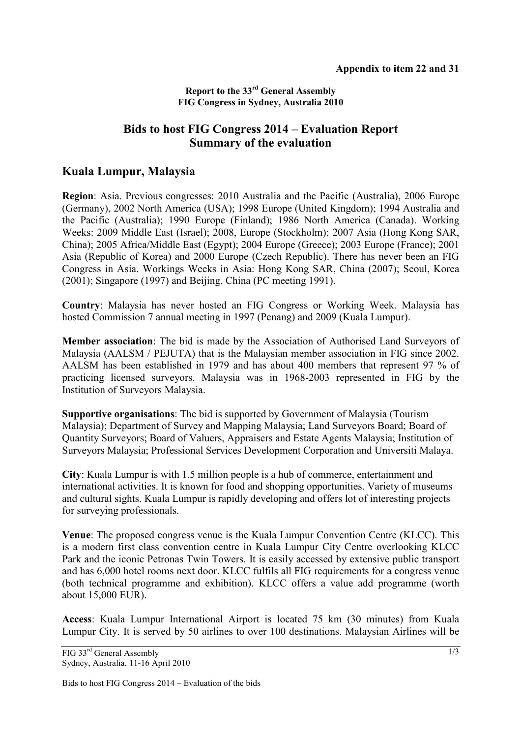**Appendix to item 22 and 31**

**Report to the 33rd General Assembly**
**FIG Congress in Sydney, Australia 2010**

# Bids to host FIG Congress 2014 – Evaluation Report
# Summary of the evaluation

## Kuala Lumpur, Malaysia

**Region**: Asia. Previous congresses: 2010 Australia and the Pacific (Australia), 2006 Europe (Germany), 2002 North America (USA); 1998 Europe (United Kingdom); 1994 Australia and the Pacific (Australia); 1990 Europe (Finland); 1986 North America (Canada). Working Weeks: 2009 Middle East (Israel); 2008, Europe (Stockholm); 2007 Asia (Hong Kong SAR, China); 2005 Africa/Middle East (Egypt); 2004 Europe (Greece); 2003 Europe (France); 2001 Asia (Republic of Korea) and 2000 Europe (Czech Republic). There has never been an FIG Congress in Asia. Workings Weeks in Asia: Hong Kong SAR, China (2007); Seoul, Korea (2001); Singapore (1997) and Beijing, China (PC meeting 1991).

**Country**: Malaysia has never hosted an FIG Congress or Working Week. Malaysia has hosted Commission 7 annual meeting in 1997 (Penang) and 2009 (Kuala Lumpur).

**Member association**: The bid is made by the Association of Authorised Land Surveyors of Malaysia (AALSM / PEJUTA) that is the Malaysian member association in FIG since 2002. AALSM has been established in 1979 and has about 400 members that represent 97 % of practicing licensed surveyors. Malaysia was in 1968-2003 represented in FIG by the Institution of Surveyors Malaysia.

**Supportive organisations**: The bid is supported by Government of Malaysia (Tourism Malaysia); Department of Survey and Mapping Malaysia; Land Surveyors Board; Board of Quantity Surveyors; Board of Valuers, Appraisers and Estate Agents Malaysia; Institution of Surveyors Malaysia; Professional Services Development Corporation and Universiti Malaya.

**City**: Kuala Lumpur is with 1.5 million people is a hub of commerce, entertainment and international activities. It is known for food and shopping opportunities. Variety of museums and cultural sights. Kuala Lumpur is rapidly developing and offers lot of interesting projects for surveying professionals.

**Venue**: The proposed congress venue is the Kuala Lumpur Convention Centre (KLCC). This is a modern first class convention centre in Kuala Lumpur City Centre overlooking KLCC Park and the iconic Petronas Twin Towers. It is easily accessed by extensive public transport and has 6,000 hotel rooms next door. KLCC fulfils all FIG requirements for a congress venue (both technical programme and exhibition). KLCC offers a value add programme (worth about 15,000 EUR).

**Access**: Kuala Lumpur International Airport is located 75 km (30 minutes) from Kuala Lumpur City. It is served by 50 airlines to over 100 destinations. Malaysian Airlines will be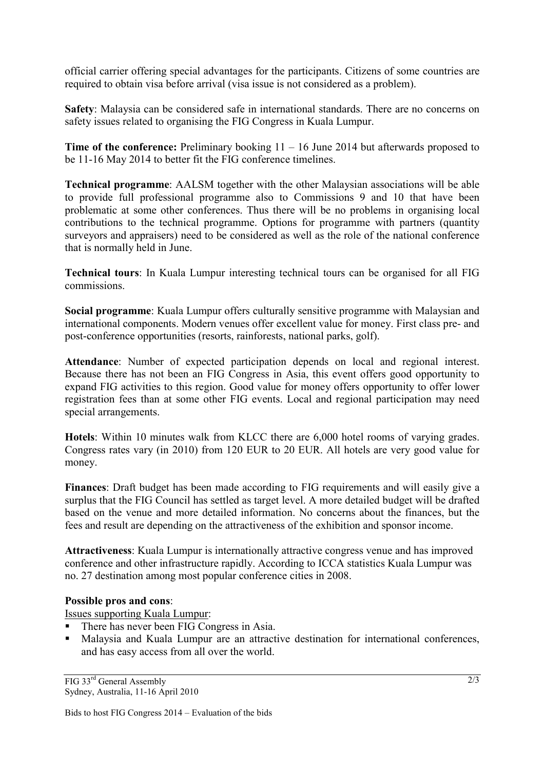official carrier offering special advantages for the participants. Citizens of some countries are required to obtain visa before arrival (visa issue is not considered as a problem).

**Safety**: Malaysia can be considered safe in international standards. There are no concerns on safety issues related to organising the FIG Congress in Kuala Lumpur.

**Time of the conference:** Preliminary booking 11 – 16 June 2014 but afterwards proposed to be 11-16 May 2014 to better fit the FIG conference timelines.

**Technical programme**: AALSM together with the other Malaysian associations will be able to provide full professional programme also to Commissions 9 and 10 that have been problematic at some other conferences. Thus there will be no problems in organising local contributions to the technical programme. Options for programme with partners (quantity surveyors and appraisers) need to be considered as well as the role of the national conference that is normally held in June.

**Technical tours**: In Kuala Lumpur interesting technical tours can be organised for all FIG commissions.

**Social programme**: Kuala Lumpur offers culturally sensitive programme with Malaysian and international components. Modern venues offer excellent value for money. First class pre- and post-conference opportunities (resorts, rainforests, national parks, golf).

**Attendance**: Number of expected participation depends on local and regional interest. Because there has not been an FIG Congress in Asia, this event offers good opportunity to expand FIG activities to this region. Good value for money offers opportunity to offer lower registration fees than at some other FIG events. Local and regional participation may need special arrangements.

**Hotels**: Within 10 minutes walk from KLCC there are 6,000 hotel rooms of varying grades. Congress rates vary (in 2010) from 120 EUR to 20 EUR. All hotels are very good value for money.

**Finances**: Draft budget has been made according to FIG requirements and will easily give a surplus that the FIG Council has settled as target level. A more detailed budget will be drafted based on the venue and more detailed information. No concerns about the finances, but the fees and result are depending on the attractiveness of the exhibition and sponsor income.

**Attractiveness**: Kuala Lumpur is internationally attractive congress venue and has improved conference and other infrastructure rapidly. According to ICCA statistics Kuala Lumpur was no. 27 destination among most popular conference cities in 2008.

**Possible pros and cons**:

Issues supporting Kuala Lumpur:

- There has never been FIG Congress in Asia.
- Malaysia and Kuala Lumpur are an attractive destination for international conferences, and has easy access from all over the world.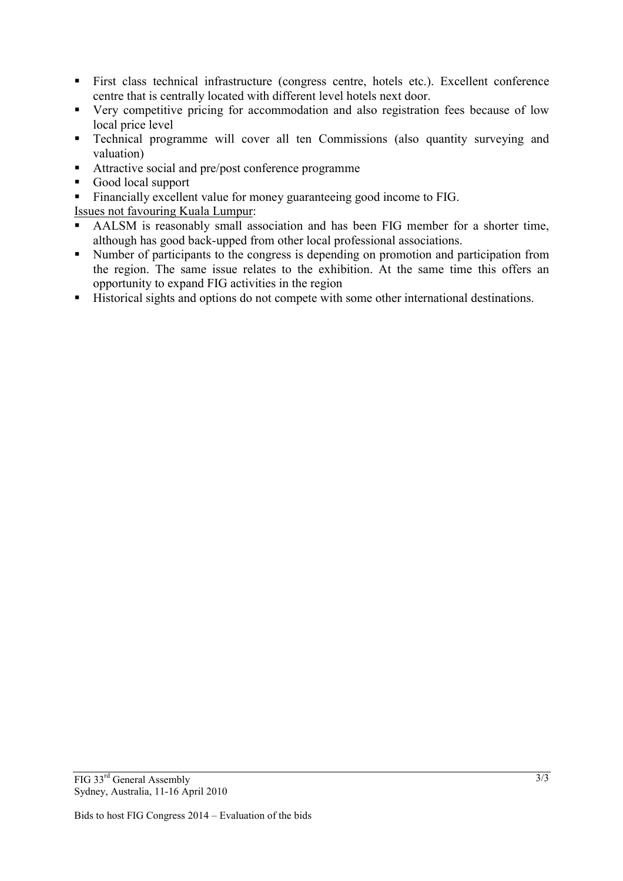- First class technical infrastructure (congress centre, hotels etc.). Excellent conference centre that is centrally located with different level hotels next door.
- Very competitive pricing for accommodation and also registration fees because of low local price level
- Technical programme will cover all ten Commissions (also quantity surveying and valuation)
- Attractive social and pre/post conference programme
- Good local support
- Financially excellent value for money guaranteeing good income to FIG.

<u>Issues not favouring Kuala Lumpur</u>:

- AALSM is reasonably small association and has been FIG member for a shorter time, although has good back-upped from other local professional associations.
- Number of participants to the congress is depending on promotion and participation from the region. The same issue relates to the exhibition. At the same time this offers an opportunity to expand FIG activities in the region
- Historical sights and options do not compete with some other international destinations.